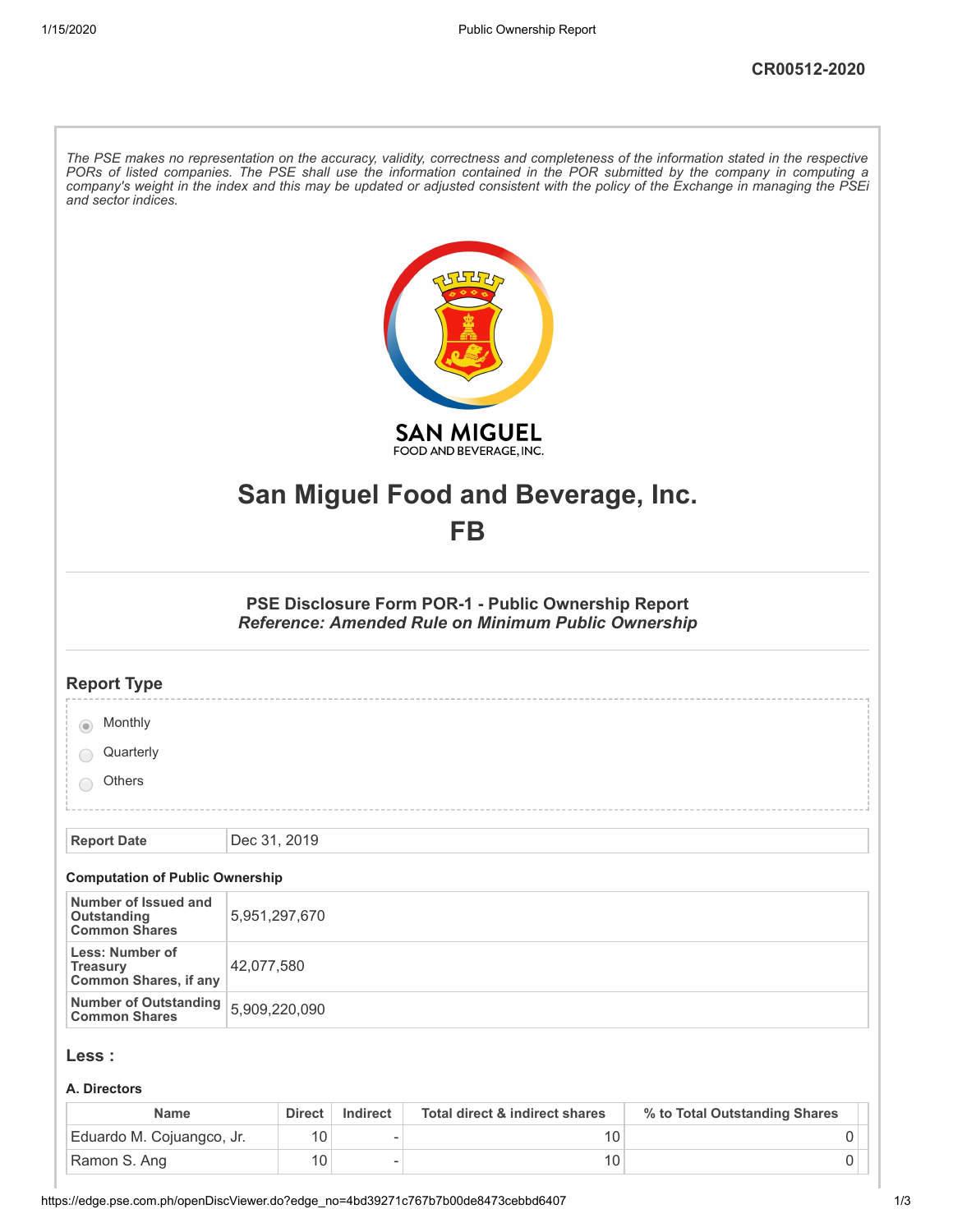CR00512-2020

*The PSE makes no representation on the accuracy, validity, correctness and completeness of the information stated in the respective PORs of listed companies. The PSE shall use the information contained in the POR submitted by the company in computing a company's weight in the index and this may be updated or adjusted consistent with the policy of the Exchange in managing the PSEi and sector indices.*

# San Miguel Food and Beverage, Inc.
# FB

### PSE Disclosure Form POR-1 - Public Ownership Report
### *Reference: Amended Rule on Minimum Public Ownership*

## Report Type

- (•) Monthly
- ( ) Quarterly
- ( ) Others

| Report Date | Dec 31, 2019 |
|---|---|

### Computation of Public Ownership

| Number of Issued and Outstanding Common Shares | 5,951,297,670 |
|---|---|
| Less: Number of Treasury Common Shares, if any | 42,077,580 |
| Number of Outstanding Common Shares | 5,909,220,090 |

## Less :

### A. Directors

| Name | Direct | Indirect | Total direct & indirect shares | % to Total Outstanding Shares |
|---|---|---|---|---|
| Eduardo M. Cojuangco, Jr. | 10 | - | 10 | 0 |
| Ramon S. Ang | 10 | - | 10 | 0 |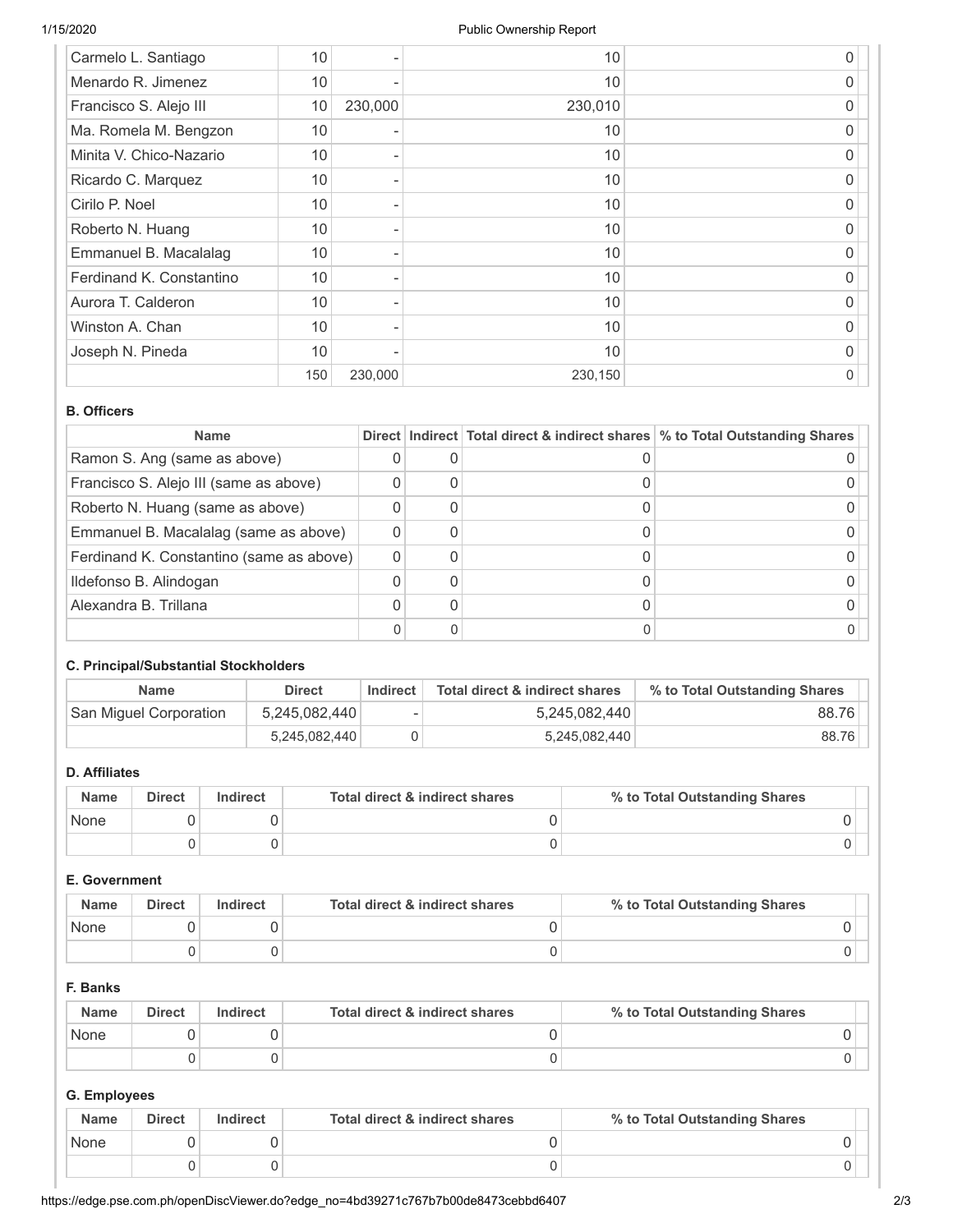| | | | | |
|---|---|---|---|---|
| Carmelo L. Santiago | 10 | - | 10 | 0 |
| Menardo R. Jimenez | 10 | - | 10 | 0 |
| Francisco S. Alejo III | 10 | 230,000 | 230,010 | 0 |
| Ma. Romela M. Bengzon | 10 | - | 10 | 0 |
| Minita V. Chico-Nazario | 10 | - | 10 | 0 |
| Ricardo C. Marquez | 10 | - | 10 | 0 |
| Cirilo P. Noel | 10 | - | 10 | 0 |
| Roberto N. Huang | 10 | - | 10 | 0 |
| Emmanuel B. Macalalag | 10 | - | 10 | 0 |
| Ferdinand K. Constantino | 10 | - | 10 | 0 |
| Aurora T. Calderon | 10 | - | 10 | 0 |
| Winston A. Chan | 10 | - | 10 | 0 |
| Joseph N. Pineda | 10 | - | 10 | 0 |
| | 150 | 230,000 | 230,150 | 0 |

**B. Officers**

| Name | Direct | Indirect | Total direct & indirect shares | % to Total Outstanding Shares |
|---|---|---|---|---|
| Ramon S. Ang (same as above) | 0 | 0 | 0 | 0 |
| Francisco S. Alejo III (same as above) | 0 | 0 | 0 | 0 |
| Roberto N. Huang (same as above) | 0 | 0 | 0 | 0 |
| Emmanuel B. Macalalag (same as above) | 0 | 0 | 0 | 0 |
| Ferdinand K. Constantino (same as above) | 0 | 0 | 0 | 0 |
| Ildefonso B. Alindogan | 0 | 0 | 0 | 0 |
| Alexandra B. Trillana | 0 | 0 | 0 | 0 |
| | 0 | 0 | 0 | 0 |

**C. Principal/Substantial Stockholders**

| Name | Direct | Indirect | Total direct & indirect shares | % to Total Outstanding Shares |
|---|---|---|---|---|
| San Miguel Corporation | 5,245,082,440 | - | 5,245,082,440 | 88.76 |
| | 5,245,082,440 | 0 | 5,245,082,440 | 88.76 |

**D. Affiliates**

| Name | Direct | Indirect | Total direct & indirect shares | % to Total Outstanding Shares |
|---|---|---|---|---|
| None | 0 | 0 | 0 | 0 |
| | 0 | 0 | 0 | 0 |

**E. Government**

| Name | Direct | Indirect | Total direct & indirect shares | % to Total Outstanding Shares |
|---|---|---|---|---|
| None | 0 | 0 | 0 | 0 |
| | 0 | 0 | 0 | 0 |

**F. Banks**

| Name | Direct | Indirect | Total direct & indirect shares | % to Total Outstanding Shares |
|---|---|---|---|---|
| None | 0 | 0 | 0 | 0 |
| | 0 | 0 | 0 | 0 |

**G. Employees**

| Name | Direct | Indirect | Total direct & indirect shares | % to Total Outstanding Shares |
|---|---|---|---|---|
| None | 0 | 0 | 0 | 0 |
| | 0 | 0 | 0 | 0 |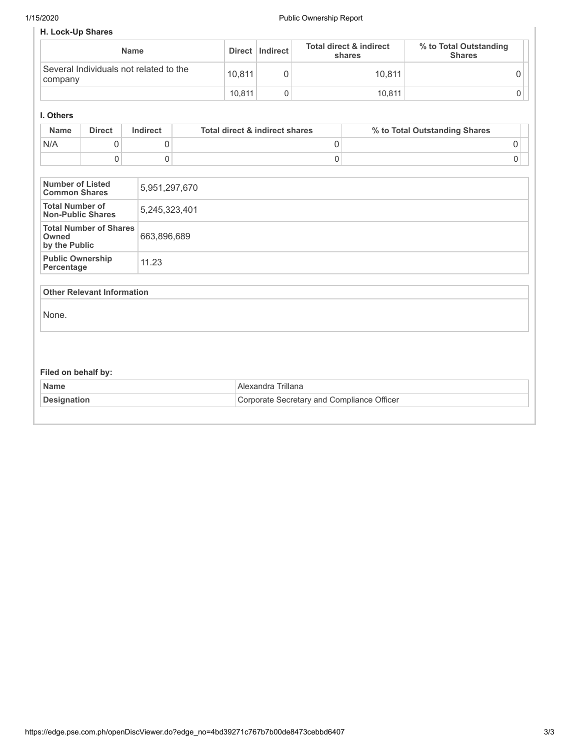### H. Lock-Up Shares

| Name | Direct | Indirect | Total direct & indirect shares | % to Total Outstanding Shares |
|---|---|---|---|---|
| Several Individuals not related to the company | 10,811 | 0 | 10,811 | 0 |
| | 10,811 | 0 | 10,811 | 0 |

### I. Others

| Name | Direct | Indirect | Total direct & indirect shares | % to Total Outstanding Shares |
|---|---|---|---|---|
| N/A | 0 | 0 | 0 | 0 |
| | 0 | 0 | 0 | 0 |

| | |
|---|---|
| **Number of Listed Common Shares** | 5,951,297,670 |
| **Total Number of Non-Public Shares** | 5,245,323,401 |
| **Total Number of Shares Owned by the Public** | 663,896,689 |
| **Public Ownership Percentage** | 11.23 |

**Other Relevant Information**

None.

**Filed on behalf by:**

| | |
|---|---|
| **Name** | Alexandra Trillana |
| **Designation** | Corporate Secretary and Compliance Officer |